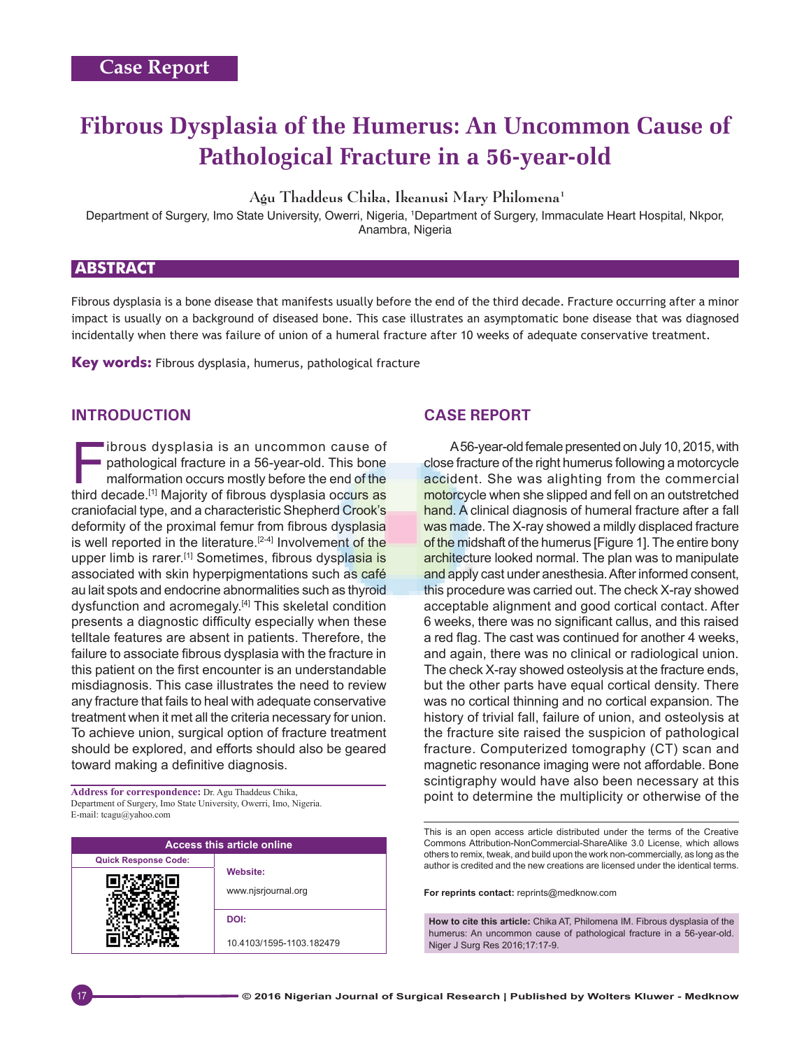Case Report

# Fibrous Dysplasia of the Humerus: An Uncommon Cause of Pathological Fracture in a 56-year-old

Agu Thaddeus Chika, Ikeanusi Mary Philomena[1]

Department of Surgery, Imo State University, Owerri, Nigeria, [1]Department of Surgery, Immaculate Heart Hospital, Nkpor, Anambra, Nigeria

## ABSTRACT

Fibrous dysplasia is a bone disease that manifests usually before the end of the third decade. Fracture occurring after a minor impact is usually on a background of diseased bone. This case illustrates an asymptomatic bone disease that was diagnosed incidentally when there was failure of union of a humeral fracture after 10 weeks of adequate conservative treatment.

**Key words:** Fibrous dysplasia, humerus, pathological fracture

## INTRODUCTION

Fibrous dysplasia is an uncommon cause of pathological fracture in a 56-year-old. This bone malformation occurs mostly before the end of the third decade.[1] Majority of fibrous dysplasia occurs as craniofacial type, and a characteristic Shepherd Crook's deformity of the proximal femur from fibrous dysplasia is well reported in the literature.[2-4] Involvement of the upper limb is rarer.[1] Sometimes, fibrous dysplasia is associated with skin hyperpigmentations such as café au lait spots and endocrine abnormalities such as thyroid dysfunction and acromegaly.[4] This skeletal condition presents a diagnostic difficulty especially when these telltale features are absent in patients. Therefore, the failure to associate fibrous dysplasia with the fracture in this patient on the first encounter is an understandable misdiagnosis. This case illustrates the need to review any fracture that fails to heal with adequate conservative treatment when it met all the criteria necessary for union. To achieve union, surgical option of fracture treatment should be explored, and efforts should also be geared toward making a definitive diagnosis.

**Address for correspondence:** Dr. Agu Thaddeus Chika, Department of Surgery, Imo State University, Owerri, Imo, Nigeria. E-mail: tcagu@yahoo.com

| Access this article online | |
|---|---|
| Quick Response Code: | Website: www.njsrjournal.org |
| | DOI: 10.4103/1595-1103.182479 |

## CASE REPORT

A 56-year-old female presented on July 10, 2015, with close fracture of the right humerus following a motorcycle accident. She was alighting from the commercial motorcycle when she slipped and fell on an outstretched hand. A clinical diagnosis of humeral fracture after a fall was made. The X-ray showed a mildly displaced fracture of the midshaft of the humerus [Figure 1]. The entire bony architecture looked normal. The plan was to manipulate and apply cast under anesthesia. After informed consent, this procedure was carried out. The check X-ray showed acceptable alignment and good cortical contact. After 6 weeks, there was no significant callus, and this raised a red flag. The cast was continued for another 4 weeks, and again, there was no clinical or radiological union. The check X-ray showed osteolysis at the fracture ends, but the other parts have equal cortical density. There was no cortical thinning and no cortical expansion. The history of trivial fall, failure of union, and osteolysis at the fracture site raised the suspicion of pathological fracture. Computerized tomography (CT) scan and magnetic resonance imaging were not affordable. Bone scintigraphy would have also been necessary at this point to determine the multiplicity or otherwise of the

This is an open access article distributed under the terms of the Creative Commons Attribution-NonCommercial-ShareAlike 3.0 License, which allows others to remix, tweak, and build upon the work non-commercially, as long as the author is credited and the new creations are licensed under the identical terms.

**For reprints contact:** reprints@medknow.com

**How to cite this article:** Chika AT, Philomena IM. Fibrous dysplasia of the humerus: An uncommon cause of pathological fracture in a 56-year-old. Niger J Surg Res 2016;17:17-9.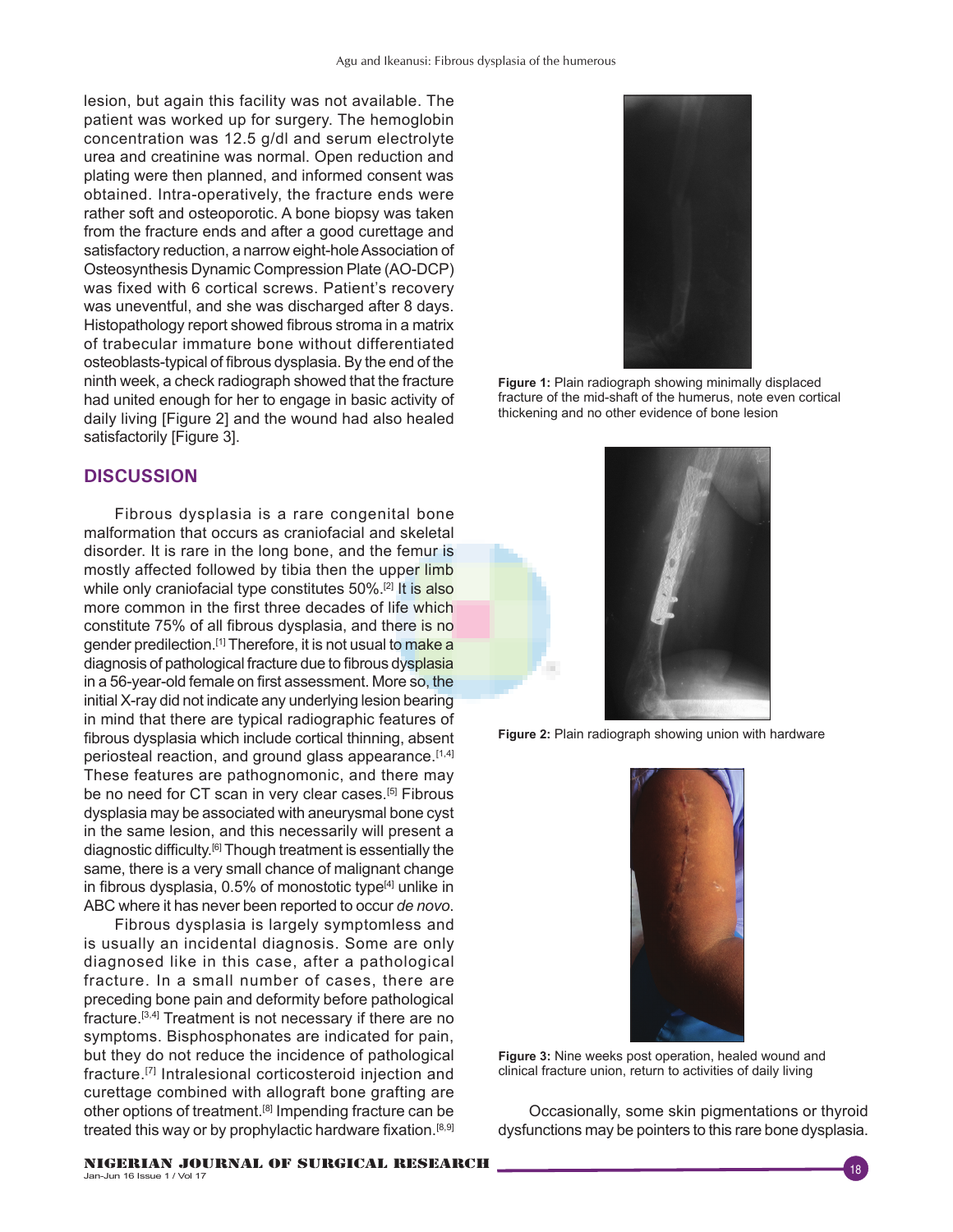lesion, but again this facility was not available. The patient was worked up for surgery. The hemoglobin concentration was 12.5 g/dl and serum electrolyte urea and creatinine was normal. Open reduction and plating were then planned, and informed consent was obtained. Intra-operatively, the fracture ends were rather soft and osteoporotic. A bone biopsy was taken from the fracture ends and after a good curettage and satisfactory reduction, a narrow eight-hole Association of Osteosynthesis Dynamic Compression Plate (AO-DCP) was fixed with 6 cortical screws. Patient's recovery was uneventful, and she was discharged after 8 days. Histopathology report showed fibrous stroma in a matrix of trabecular immature bone without differentiated osteoblasts-typical of fibrous dysplasia. By the end of the ninth week, a check radiograph showed that the fracture had united enough for her to engage in basic activity of daily living [Figure 2] and the wound had also healed satisfactorily [Figure 3].

**Figure 1:** Plain radiograph showing minimally displaced fracture of the mid-shaft of the humerus, note even cortical thickening and no other evidence of bone lesion

## DISCUSSION

Fibrous dysplasia is a rare congenital bone malformation that occurs as craniofacial and skeletal disorder. It is rare in the long bone, and the femur is mostly affected followed by tibia then the upper limb while only craniofacial type constitutes 50%.[2] It is also more common in the first three decades of life which constitute 75% of all fibrous dysplasia, and there is no gender predilection.[1] Therefore, it is not usual to make a diagnosis of pathological fracture due to fibrous dysplasia in a 56-year-old female on first assessment. More so, the initial X-ray did not indicate any underlying lesion bearing in mind that there are typical radiographic features of fibrous dysplasia which include cortical thinning, absent periosteal reaction, and ground glass appearance.[1,4] These features are pathognomonic, and there may be no need for CT scan in very clear cases.[5] Fibrous dysplasia may be associated with aneurysmal bone cyst in the same lesion, and this necessarily will present a diagnostic difficulty.[6] Though treatment is essentially the same, there is a very small chance of malignant change in fibrous dysplasia, 0.5% of monostotic type[4] unlike in ABC where it has never been reported to occur *de novo*.

Fibrous dysplasia is largely symptomless and is usually an incidental diagnosis. Some are only diagnosed like in this case, after a pathological fracture. In a small number of cases, there are preceding bone pain and deformity before pathological fracture.[3,4] Treatment is not necessary if there are no symptoms. Bisphosphonates are indicated for pain, but they do not reduce the incidence of pathological fracture.[7] Intralesional corticosteroid injection and curettage combined with allograft bone grafting are other options of treatment.[8] Impending fracture can be treated this way or by prophylactic hardware fixation.[8,9]

**Figure 2:** Plain radiograph showing union with hardware

**Figure 3:** Nine weeks post operation, healed wound and clinical fracture union, return to activities of daily living

Occasionally, some skin pigmentations or thyroid dysfunctions may be pointers to this rare bone dysplasia.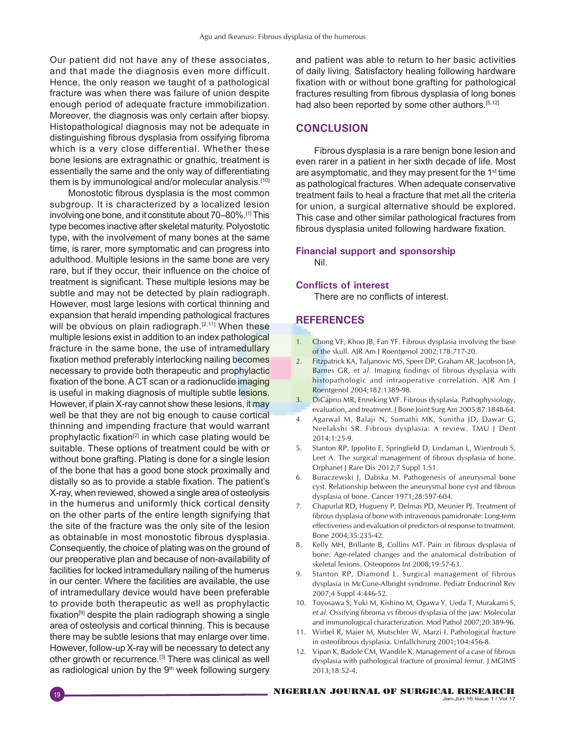Our patient did not have any of these associates, and that made the diagnosis even more difficult. Hence, the only reason we taught of a pathological fracture was when there was failure of union despite enough period of adequate fracture immobilization. Moreover, the diagnosis was only certain after biopsy. Histopathological diagnosis may not be adequate in distinguishing fibrous dysplasia from ossifying fibroma which is a very close differential. Whether these bone lesions are extragnathic or gnathic, treatment is essentially the same and the only way of differentiating them is by immunological and/or molecular analysis.[10]

Monostotic fibrous dysplasia is the most common subgroup. It is characterized by a localized lesion involving one bone, and it constitute about 70–80%.[1] This type becomes inactive after skeletal maturity. Polyostotic type, with the involvement of many bones at the same time, is rarer, more symptomatic and can progress into adulthood. Multiple lesions in the same bone are very rare, but if they occur, their influence on the choice of treatment is significant. These multiple lesions may be subtle and may not be detected by plain radiograph. However, most large lesions with cortical thinning and expansion that herald impending pathological fractures will be obvious on plain radiograph.[2,11] When these multiple lesions exist in addition to an index pathological fracture in the same bone, the use of intramedullary fixation method preferably interlocking nailing becomes necessary to provide both therapeutic and prophylactic fixation of the bone. A CT scan or a radionuclide imaging is useful in making diagnosis of multiple subtle lesions. However, if plain X-ray cannot show these lesions, it may well be that they are not big enough to cause cortical thinning and impending fracture that would warrant prophylactic fixation[2] in which case plating would be suitable. These options of treatment could be with or without bone grafting. Plating is done for a single lesion of the bone that has a good bone stock proximally and distally so as to provide a stable fixation. The patient's X-ray, when reviewed, showed a single area of osteolysis in the humerus and uniformly thick cortical density on the other parts of the entire length signifying that the site of the fracture was the only site of the lesion as obtainable in most monostotic fibrous dysplasia. Consequently, the choice of plating was on the ground of our preoperative plan and because of non-availability of facilities for locked intramedullary nailing of the humerus in our center. Where the facilities are available, the use of intramedullary device would have been preferable to provide both therapeutic as well as prophylactic fixation[9] despite the plain radiograph showing a single area of osteolysis and cortical thinning. This is because there may be subtle lesions that may enlarge over time. However, follow-up X-ray will be necessary to detect any other growth or recurrence.[3] There was clinical as well as radiological union by the 9th week following surgery and patient was able to return to her basic activities of daily living. Satisfactory healing following hardware fixation with or without bone grafting for pathological fractures resulting from fibrous dysplasia of long bones had also been reported by some other authors.[5,12]

## CONCLUSION

Fibrous dysplasia is a rare benign bone lesion and even rarer in a patient in her sixth decade of life. Most are asymptomatic, and they may present for the 1st time as pathological fractures. When adequate conservative treatment fails to heal a fracture that met all the criteria for union, a surgical alternative should be explored. This case and other similar pathological fractures from fibrous dysplasia united following hardware fixation.

### Financial support and sponsorship

Nil.

### Conflicts of interest

There are no conflicts of interest.

## REFERENCES

1. Chong VF, Khoo JB, Fan YF. Fibrous dysplasia involving the base of the skull. AJR Am J Roentgenol 2002;178:717-20.
2. Fitzpatrick KA, Taljanovic MS, Speer DP, Graham AR, Jacobson JA, Barnes GR, *et al*. Imaging findings of fibrous dysplasia with histopathologic and intraoperative correlation. AJR Am J Roentgenol 2004;182:1389-98.
3. DiCaprio MR, Enneking WF. Fibrous dysplasia. Pathophysiology, evaluation, and treatment. J Bone Joint Surg Am 2005;87:1848-64.
4. Agarwal M, Balaji N, Sumathi MK, Sunitha JD, Dawar G, Neelakshi SR. Fibrous dysplasia: A review. TMU J Dent 2014;1:25-9.
5. Stanton RP, Ippolito E, Springfield D, Lindaman L, Wientroub S, Leet A. The surgical management of fibrous dysplasia of bone. Orphanet J Rare Dis 2012;7 Suppl 1:S1.
6. Buraczewski J, Dabska M. Pathogenesis of aneurysmal bone cyst. Relationship between the aneurysmal bone cyst and fibrous dysplasia of bone. Cancer 1971;28:597-604.
7. Chapurlat RD, Hugueny P, Delmas PD, Meunier PJ. Treatment of fibrous dysplasia of bone with intravenous pamidronate: Long-term effectiveness and evaluation of predictors of response to treatment. Bone 2004;35:235-42.
8. Kelly MH, Brillante B, Collins MT. Pain in fibrous dysplasia of bone: Age-related changes and the anatomical distribution of skeletal lesions. Osteoporos Int 2008;19:57-63.
9. Stanton RP, Diamond L. Surgical management of fibrous dysplasia in McCune-Albright syndrome. Pediatr Endocrinol Rev 2007;4 Suppl 4:446-52.
10. Toyosawa S, Yuki M, Kishino M, Ogawa Y, Ueda T, Murakami S, *et al*. Ossifying fibroma vs fibrous dysplasia of the jaw: Molecular and immunological characterization. Mod Pathol 2007;20:389-96.
11. Wirbel R, Maier M, Mutschler W, Marzi I. Pathological fracture in osteofibrous dysplasia. Unfallchirurg 2001;104:456-8.
12. Vipan K, Badole CM, Wandile K. Management of a case of fibrous dysplasia with pathological fracture of proximal femur. J MGIMS 2013;18:52-4.